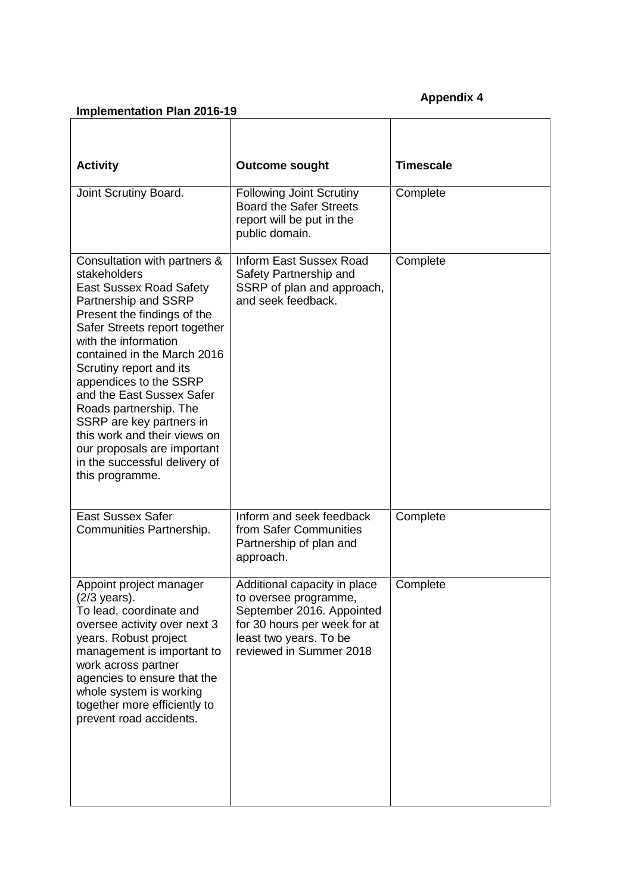**Appendix 4**

**Implementation Plan 2016-19**

| **Activity** | **Outcome sought** | **Timescale** |
|---|---|---|
| Joint Scrutiny Board. | Following Joint Scrutiny Board the Safer Streets report will be put in the public domain. | Complete |
| Consultation with partners & stakeholders<br>East Sussex Road Safety Partnership and SSRP<br>Present the findings of the Safer Streets report together with the information contained in the March 2016 Scrutiny report and its appendices to the SSRP and the East Sussex Safer Roads partnership. The SSRP are key partners in this work and their views on our proposals are important in the successful delivery of this programme. | Inform East Sussex Road Safety Partnership and SSRP of plan and approach, and seek feedback. | Complete |
| East Sussex Safer Communities Partnership. | Inform and seek feedback from Safer Communities Partnership of plan and approach. | Complete |
| Appoint project manager (2/3 years).<br>To lead, coordinate and oversee activity over next 3 years. Robust project management is important to work across partner agencies to ensure that the whole system is working together more efficiently to prevent road accidents. | Additional capacity in place to oversee programme, September 2016. Appointed for 30 hours per week for at least two years. To be reviewed in Summer 2018 | Complete |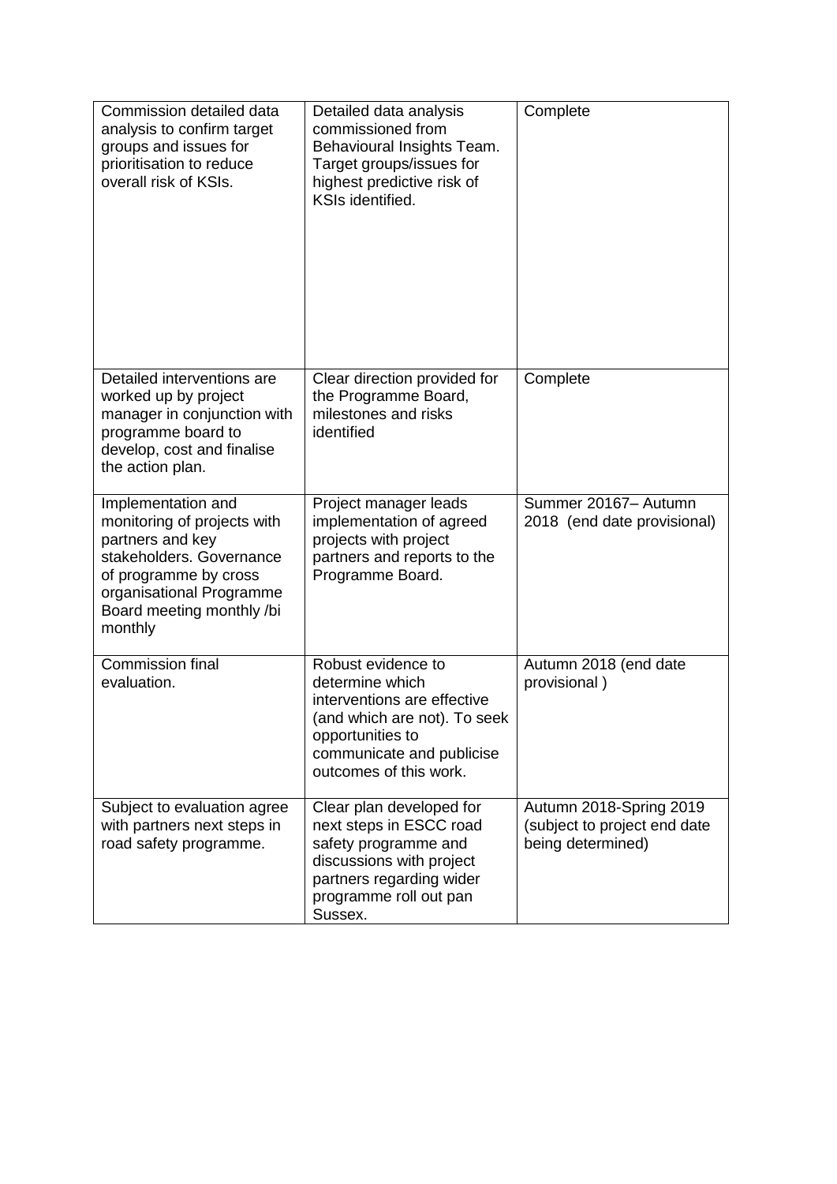| | | |
|---|---|---|
| Commission detailed data analysis to confirm target groups and issues for prioritisation to reduce overall risk of KSIs. | Detailed data analysis commissioned from Behavioural Insights Team. Target groups/issues for highest predictive risk of KSIs identified. | Complete |
| Detailed interventions are worked up by project manager in conjunction with programme board to develop, cost and finalise the action plan. | Clear direction provided for the Programme Board, milestones and risks identified | Complete |
| Implementation and monitoring of projects with partners and key stakeholders. Governance of programme by cross organisational Programme Board meeting monthly /bi monthly | Project manager leads implementation of agreed projects with project partners and reports to the Programme Board. | Summer 20167– Autumn 2018 (end date provisional) |
| Commission final evaluation. | Robust evidence to determine which interventions are effective (and which are not). To seek opportunities to communicate and publicise outcomes of this work. | Autumn 2018 (end date provisional ) |
| Subject to evaluation agree with partners next steps in road safety programme. | Clear plan developed for next steps in ESCC road safety programme and discussions with project partners regarding wider programme roll out pan Sussex. | Autumn 2018-Spring 2019 (subject to project end date being determined) |